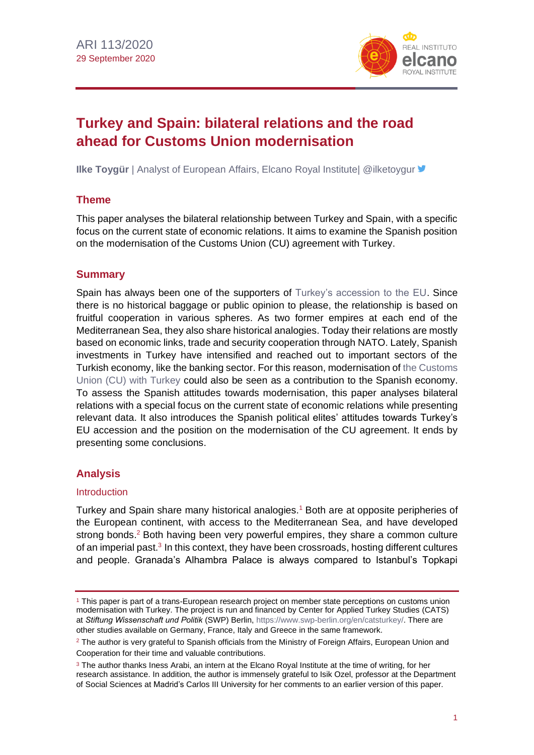ARI 113/2020
29 September 2020

# Turkey and Spain: bilateral relations and the road ahead for Customs Union modernisation

**Ilke Toygür** | Analyst of European Affairs, Elcano Royal Institute| @ilketoygur

## Theme

This paper analyses the bilateral relationship between Turkey and Spain, with a specific focus on the current state of economic relations. It aims to examine the Spanish position on the modernisation of the Customs Union (CU) agreement with Turkey.

## Summary

Spain has always been one of the supporters of Turkey's accession to the EU. Since there is no historical baggage or public opinion to please, the relationship is based on fruitful cooperation in various spheres. As two former empires at each end of the Mediterranean Sea, they also share historical analogies. Today their relations are mostly based on economic links, trade and security cooperation through NATO. Lately, Spanish investments in Turkey have intensified and reached out to important sectors of the Turkish economy, like the banking sector. For this reason, modernisation of the Customs Union (CU) with Turkey could also be seen as a contribution to the Spanish economy. To assess the Spanish attitudes towards modernisation, this paper analyses bilateral relations with a special focus on the current state of economic relations while presenting relevant data. It also introduces the Spanish political elites' attitudes towards Turkey's EU accession and the position on the modernisation of the CU agreement. It ends by presenting some conclusions.

## Analysis

### Introduction

Turkey and Spain share many historical analogies.[1] Both are at opposite peripheries of the European continent, with access to the Mediterranean Sea, and have developed strong bonds.[2] Both having been very powerful empires, they share a common culture of an imperial past.[3] In this context, they have been crossroads, hosting different cultures and people. Granada's Alhambra Palace is always compared to Istanbul's Topkapi

---

[1] This paper is part of a trans-European research project on member state perceptions on customs union modernisation with Turkey. The project is run and financed by Center for Applied Turkey Studies (CATS) at *Stiftung Wissenschaft und Politik* (SWP) Berlin, https://www.swp-berlin.org/en/catsturkey/. There are other studies available on Germany, France, Italy and Greece in the same framework.

[2] The author is very grateful to Spanish officials from the Ministry of Foreign Affairs, European Union and Cooperation for their time and valuable contributions.

[3] The author thanks Iness Arabi, an intern at the Elcano Royal Institute at the time of writing, for her research assistance. In addition, the author is immensely grateful to Isik Ozel, professor at the Department of Social Sciences at Madrid's Carlos III University for her comments to an earlier version of this paper.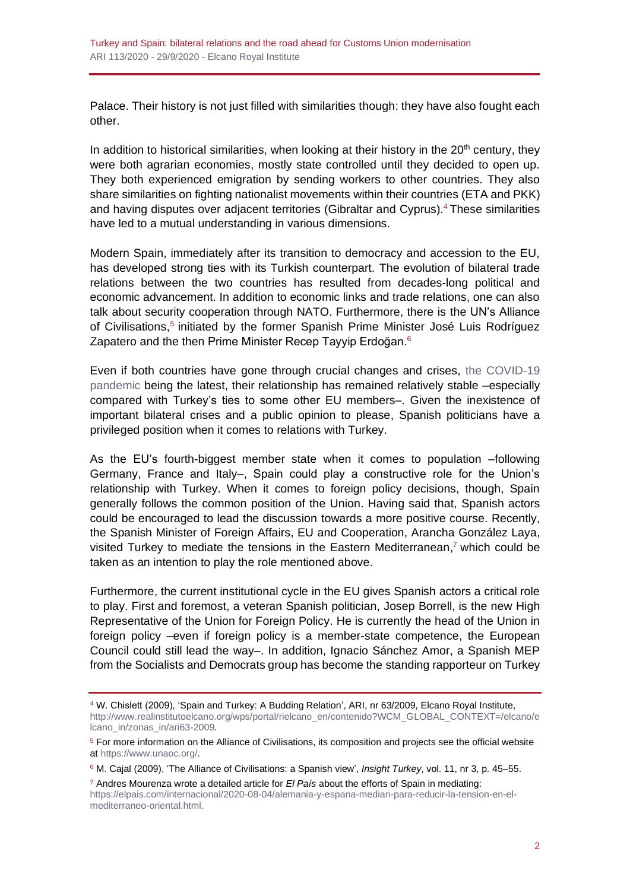Palace. Their history is not just filled with similarities though: they have also fought each other.

In addition to historical similarities, when looking at their history in the 20th century, they were both agrarian economies, mostly state controlled until they decided to open up. They both experienced emigration by sending workers to other countries. They also share similarities on fighting nationalist movements within their countries (ETA and PKK) and having disputes over adjacent territories (Gibraltar and Cyprus).[4] These similarities have led to a mutual understanding in various dimensions.

Modern Spain, immediately after its transition to democracy and accession to the EU, has developed strong ties with its Turkish counterpart. The evolution of bilateral trade relations between the two countries has resulted from decades-long political and economic advancement. In addition to economic links and trade relations, one can also talk about security cooperation through NATO. Furthermore, there is the UN's Alliance of Civilisations,[5] initiated by the former Spanish Prime Minister José Luis Rodríguez Zapatero and the then Prime Minister Recep Tayyip Erdoğan.[6]

Even if both countries have gone through crucial changes and crises, the COVID-19 pandemic being the latest, their relationship has remained relatively stable –especially compared with Turkey's ties to some other EU members–. Given the inexistence of important bilateral crises and a public opinion to please, Spanish politicians have a privileged position when it comes to relations with Turkey.

As the EU's fourth-biggest member state when it comes to population –following Germany, France and Italy–, Spain could play a constructive role for the Union's relationship with Turkey. When it comes to foreign policy decisions, though, Spain generally follows the common position of the Union. Having said that, Spanish actors could be encouraged to lead the discussion towards a more positive course. Recently, the Spanish Minister of Foreign Affairs, EU and Cooperation, Arancha González Laya, visited Turkey to mediate the tensions in the Eastern Mediterranean,[7] which could be taken as an intention to play the role mentioned above.

Furthermore, the current institutional cycle in the EU gives Spanish actors a critical role to play. First and foremost, a veteran Spanish politician, Josep Borrell, is the new High Representative of the Union for Foreign Policy. He is currently the head of the Union in foreign policy –even if foreign policy is a member-state competence, the European Council could still lead the way–. In addition, Ignacio Sánchez Amor, a Spanish MEP from the Socialists and Democrats group has become the standing rapporteur on Turkey

---

[4] W. Chislett (2009), 'Spain and Turkey: A Budding Relation', ARI, nr 63/2009, Elcano Royal Institute, http://www.realinstitutoelcano.org/wps/portal/rielcano_en/contenido?WCM_GLOBAL_CONTEXT=/elcano/elcano_in/zonas_in/ari63-2009.

[5] For more information on the Alliance of Civilisations, its composition and projects see the official website at https://www.unaoc.org/.

[6] M. Cajal (2009), 'The Alliance of Civilisations: a Spanish view', *Insight Turkey*, vol. 11, nr 3, p. 45–55.

[7] Andres Mourenza wrote a detailed article for *El País* about the efforts of Spain in mediating: https://elpais.com/internacional/2020-08-04/alemania-y-espana-median-para-reducir-la-tension-en-el-mediterraneo-oriental.html.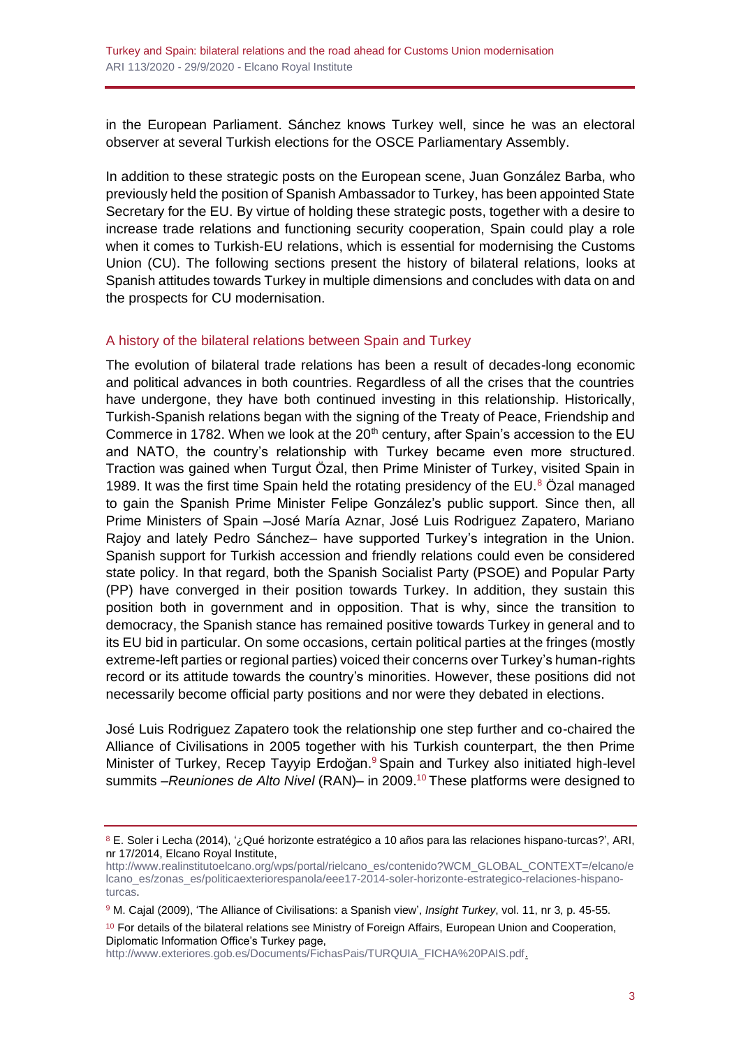in the European Parliament. Sánchez knows Turkey well, since he was an electoral observer at several Turkish elections for the OSCE Parliamentary Assembly.

In addition to these strategic posts on the European scene, Juan González Barba, who previously held the position of Spanish Ambassador to Turkey, has been appointed State Secretary for the EU. By virtue of holding these strategic posts, together with a desire to increase trade relations and functioning security cooperation, Spain could play a role when it comes to Turkish-EU relations, which is essential for modernising the Customs Union (CU). The following sections present the history of bilateral relations, looks at Spanish attitudes towards Turkey in multiple dimensions and concludes with data on and the prospects for CU modernisation.

## A history of the bilateral relations between Spain and Turkey

The evolution of bilateral trade relations has been a result of decades-long economic and political advances in both countries. Regardless of all the crises that the countries have undergone, they have both continued investing in this relationship. Historically, Turkish-Spanish relations began with the signing of the Treaty of Peace, Friendship and Commerce in 1782. When we look at the 20th century, after Spain's accession to the EU and NATO, the country's relationship with Turkey became even more structured. Traction was gained when Turgut Özal, then Prime Minister of Turkey, visited Spain in 1989. It was the first time Spain held the rotating presidency of the EU.[8] Özal managed to gain the Spanish Prime Minister Felipe González's public support. Since then, all Prime Ministers of Spain –José María Aznar, José Luis Rodriguez Zapatero, Mariano Rajoy and lately Pedro Sánchez– have supported Turkey's integration in the Union. Spanish support for Turkish accession and friendly relations could even be considered state policy. In that regard, both the Spanish Socialist Party (PSOE) and Popular Party (PP) have converged in their position towards Turkey. In addition, they sustain this position both in government and in opposition. That is why, since the transition to democracy, the Spanish stance has remained positive towards Turkey in general and to its EU bid in particular. On some occasions, certain political parties at the fringes (mostly extreme-left parties or regional parties) voiced their concerns over Turkey's human-rights record or its attitude towards the country's minorities. However, these positions did not necessarily become official party positions and nor were they debated in elections.

José Luis Rodriguez Zapatero took the relationship one step further and co-chaired the Alliance of Civilisations in 2005 together with his Turkish counterpart, the then Prime Minister of Turkey, Recep Tayyip Erdoğan.[9] Spain and Turkey also initiated high-level summits –*Reuniones de Alto Nivel* (RAN)– in 2009.[10] These platforms were designed to

---

[8] E. Soler i Lecha (2014), '¿Qué horizonte estratégico a 10 años para las relaciones hispano-turcas?', ARI, nr 17/2014, Elcano Royal Institute, http://www.realinstitutoelcano.org/wps/portal/rielcano_es/contenido?WCM_GLOBAL_CONTEXT=/elcano/elcano_es/zonas_es/politicaexteriorespanola/eee17-2014-soler-horizonte-estrategico-relaciones-hispano-turcas.

[9] M. Cajal (2009), 'The Alliance of Civilisations: a Spanish view', *Insight Turkey*, vol. 11, nr 3, p. 45-55.

[10] For details of the bilateral relations see Ministry of Foreign Affairs, European Union and Cooperation, Diplomatic Information Office's Turkey page, http://www.exteriores.gob.es/Documents/FichasPais/TURQUIA_FICHA%20PAIS.pdf.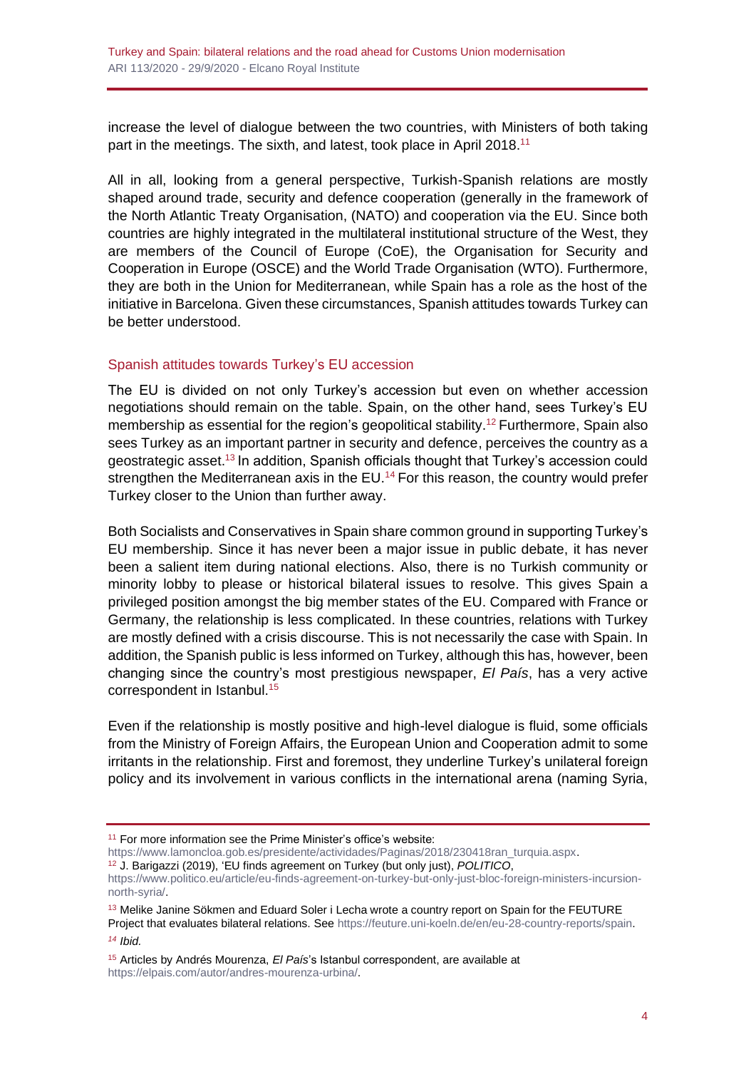increase the level of dialogue between the two countries, with Ministers of both taking part in the meetings. The sixth, and latest, took place in April 2018.[11]

All in all, looking from a general perspective, Turkish-Spanish relations are mostly shaped around trade, security and defence cooperation (generally in the framework of the North Atlantic Treaty Organisation, (NATO) and cooperation via the EU. Since both countries are highly integrated in the multilateral institutional structure of the West, they are members of the Council of Europe (CoE), the Organisation for Security and Cooperation in Europe (OSCE) and the World Trade Organisation (WTO). Furthermore, they are both in the Union for Mediterranean, while Spain has a role as the host of the initiative in Barcelona. Given these circumstances, Spanish attitudes towards Turkey can be better understood.

## Spanish attitudes towards Turkey's EU accession

The EU is divided on not only Turkey's accession but even on whether accession negotiations should remain on the table. Spain, on the other hand, sees Turkey's EU membership as essential for the region's geopolitical stability.[12] Furthermore, Spain also sees Turkey as an important partner in security and defence, perceives the country as a geostrategic asset.[13] In addition, Spanish officials thought that Turkey's accession could strengthen the Mediterranean axis in the EU.[14] For this reason, the country would prefer Turkey closer to the Union than further away.

Both Socialists and Conservatives in Spain share common ground in supporting Turkey's EU membership. Since it has never been a major issue in public debate, it has never been a salient item during national elections. Also, there is no Turkish community or minority lobby to please or historical bilateral issues to resolve. This gives Spain a privileged position amongst the big member states of the EU. Compared with France or Germany, the relationship is less complicated. In these countries, relations with Turkey are mostly defined with a crisis discourse. This is not necessarily the case with Spain. In addition, the Spanish public is less informed on Turkey, although this has, however, been changing since the country's most prestigious newspaper, *El País*, has a very active correspondent in Istanbul.[15]

Even if the relationship is mostly positive and high-level dialogue is fluid, some officials from the Ministry of Foreign Affairs, the European Union and Cooperation admit to some irritants in the relationship. First and foremost, they underline Turkey's unilateral foreign policy and its involvement in various conflicts in the international arena (naming Syria,

---

[11] For more information see the Prime Minister's office's website: https://www.lamoncloa.gob.es/presidente/actividades/Paginas/2018/230418ran_turquia.aspx.

[12] J. Barigazzi (2019), 'EU finds agreement on Turkey (but only just), *POLITICO*, https://www.politico.eu/article/eu-finds-agreement-on-turkey-but-only-just-bloc-foreign-ministers-incursion-north-syria/.

[13] Melike Janine Sökmen and Eduard Soler i Lecha wrote a country report on Spain for the FEUTURE Project that evaluates bilateral relations. See https://feuture.uni-koeln.de/en/eu-28-country-reports/spain.

[14] *Ibid.*

[15] Articles by Andrés Mourenza, *El País*'s Istanbul correspondent, are available at https://elpais.com/autor/andres-mourenza-urbina/.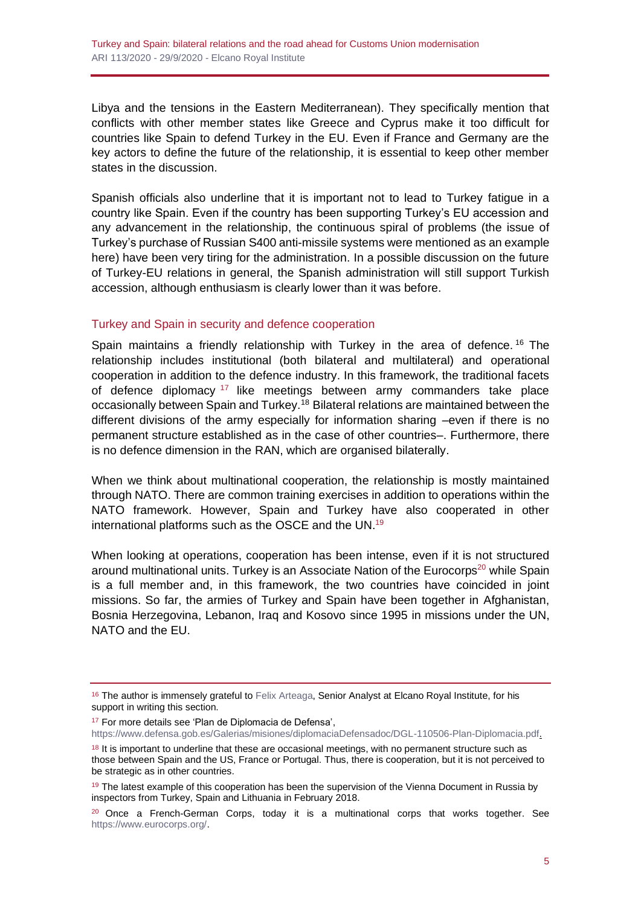Libya and the tensions in the Eastern Mediterranean). They specifically mention that conflicts with other member states like Greece and Cyprus make it too difficult for countries like Spain to defend Turkey in the EU. Even if France and Germany are the key actors to define the future of the relationship, it is essential to keep other member states in the discussion.

Spanish officials also underline that it is important not to lead to Turkey fatigue in a country like Spain. Even if the country has been supporting Turkey's EU accession and any advancement in the relationship, the continuous spiral of problems (the issue of Turkey's purchase of Russian S400 anti-missile systems were mentioned as an example here) have been very tiring for the administration. In a possible discussion on the future of Turkey-EU relations in general, the Spanish administration will still support Turkish accession, although enthusiasm is clearly lower than it was before.

## Turkey and Spain in security and defence cooperation

Spain maintains a friendly relationship with Turkey in the area of defence.[16] The relationship includes institutional (both bilateral and multilateral) and operational cooperation in addition to the defence industry. In this framework, the traditional facets of defence diplomacy[17] like meetings between army commanders take place occasionally between Spain and Turkey.[18] Bilateral relations are maintained between the different divisions of the army especially for information sharing –even if there is no permanent structure established as in the case of other countries–. Furthermore, there is no defence dimension in the RAN, which are organised bilaterally.

When we think about multinational cooperation, the relationship is mostly maintained through NATO. There are common training exercises in addition to operations within the NATO framework. However, Spain and Turkey have also cooperated in other international platforms such as the OSCE and the UN.[19]

When looking at operations, cooperation has been intense, even if it is not structured around multinational units. Turkey is an Associate Nation of the Eurocorps[20] while Spain is a full member and, in this framework, the two countries have coincided in joint missions. So far, the armies of Turkey and Spain have been together in Afghanistan, Bosnia Herzegovina, Lebanon, Iraq and Kosovo since 1995 in missions under the UN, NATO and the EU.

---

[16] The author is immensely grateful to Felix Arteaga, Senior Analyst at Elcano Royal Institute, for his support in writing this section.

[17] For more details see 'Plan de Diplomacia de Defensa', https://www.defensa.gob.es/Galerias/misiones/diplomaciaDefensadoc/DGL-110506-Plan-Diplomacia.pdf.

[18] It is important to underline that these are occasional meetings, with no permanent structure such as those between Spain and the US, France or Portugal. Thus, there is cooperation, but it is not perceived to be strategic as in other countries.

[19] The latest example of this cooperation has been the supervision of the Vienna Document in Russia by inspectors from Turkey, Spain and Lithuania in February 2018.

[20] Once a French-German Corps, today it is a multinational corps that works together. See https://www.eurocorps.org/.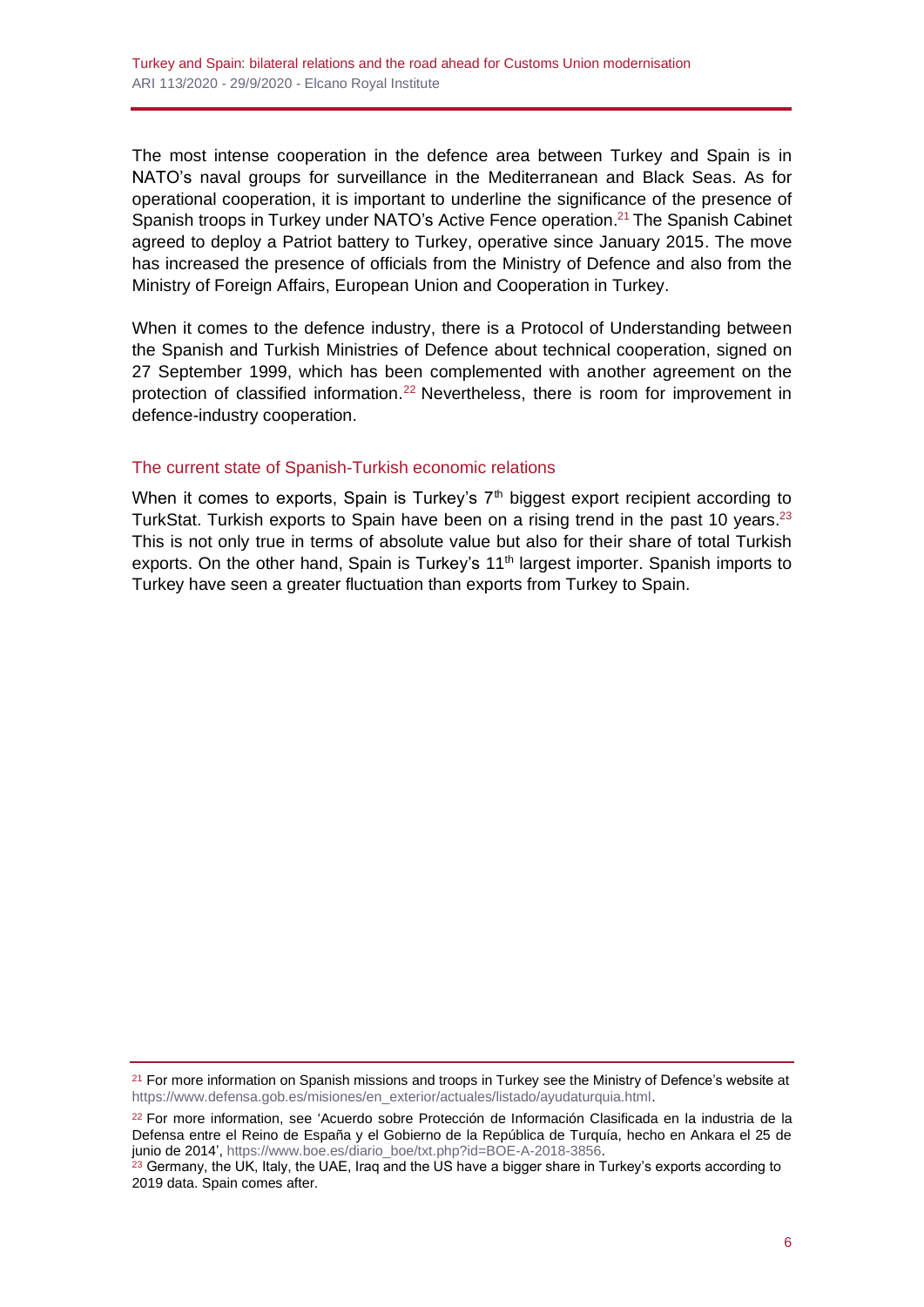The most intense cooperation in the defence area between Turkey and Spain is in NATO's naval groups for surveillance in the Mediterranean and Black Seas. As for operational cooperation, it is important to underline the significance of the presence of Spanish troops in Turkey under NATO's Active Fence operation.[21] The Spanish Cabinet agreed to deploy a Patriot battery to Turkey, operative since January 2015. The move has increased the presence of officials from the Ministry of Defence and also from the Ministry of Foreign Affairs, European Union and Cooperation in Turkey.

When it comes to the defence industry, there is a Protocol of Understanding between the Spanish and Turkish Ministries of Defence about technical cooperation, signed on 27 September 1999, which has been complemented with another agreement on the protection of classified information.[22] Nevertheless, there is room for improvement in defence-industry cooperation.

## The current state of Spanish-Turkish economic relations

When it comes to exports, Spain is Turkey's 7th biggest export recipient according to TurkStat. Turkish exports to Spain have been on a rising trend in the past 10 years.[23] This is not only true in terms of absolute value but also for their share of total Turkish exports. On the other hand, Spain is Turkey's 11th largest importer. Spanish imports to Turkey have seen a greater fluctuation than exports from Turkey to Spain.

---

[21] For more information on Spanish missions and troops in Turkey see the Ministry of Defence's website at https://www.defensa.gob.es/misiones/en_exterior/actuales/listado/ayudaturquia.html.

[22] For more information, see 'Acuerdo sobre Protección de Información Clasificada en la industria de la Defensa entre el Reino de España y el Gobierno de la República de Turquía, hecho en Ankara el 25 de junio de 2014', https://www.boe.es/diario_boe/txt.php?id=BOE-A-2018-3856.

[23] Germany, the UK, Italy, the UAE, Iraq and the US have a bigger share in Turkey's exports according to 2019 data. Spain comes after.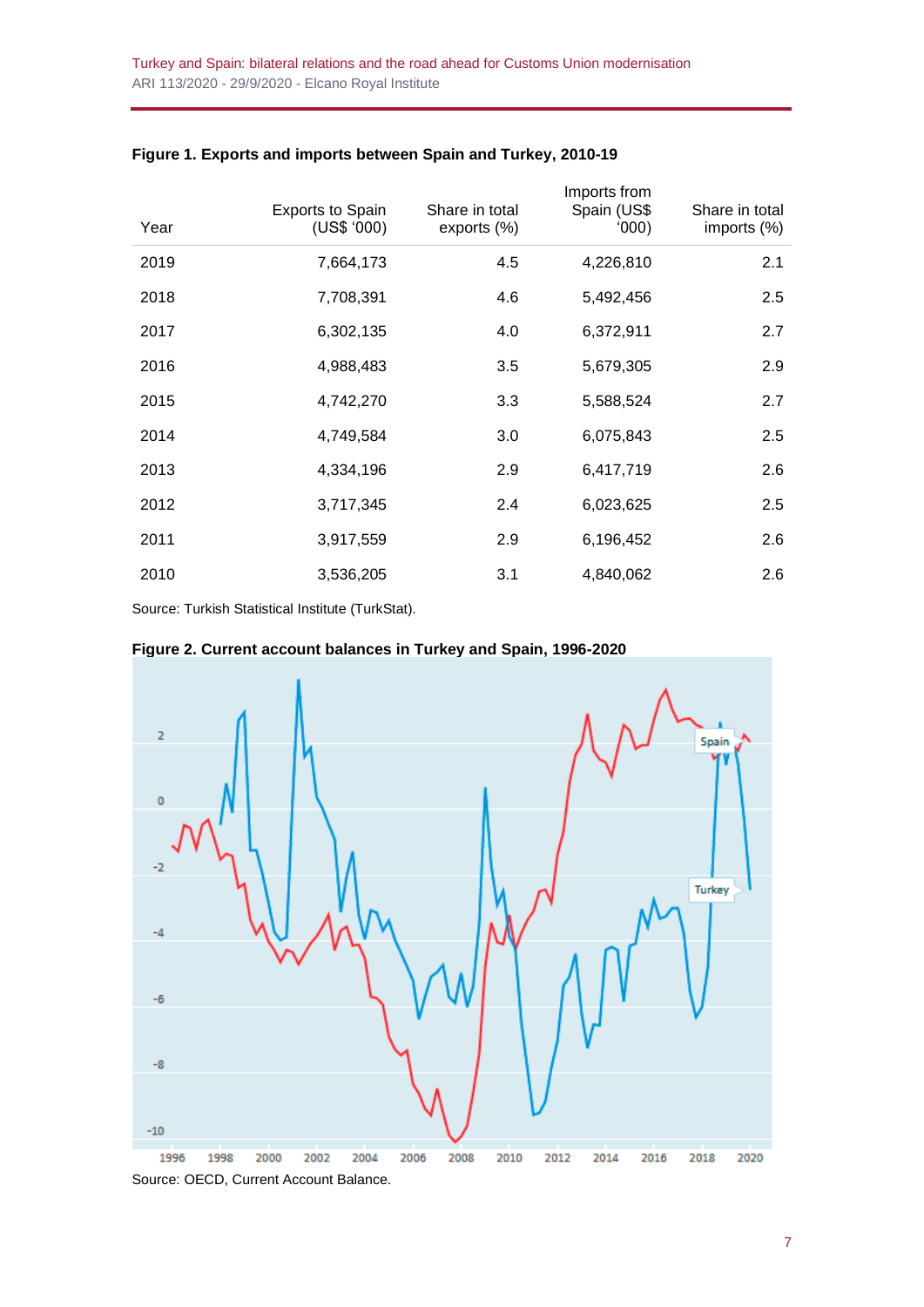**Figure 1. Exports and imports between Spain and Turkey, 2010-19**

| Year | Exports to Spain (US$ '000) | Share in total exports (%) | Imports from Spain (US$ '000) | Share in total imports (%) |
|---|---|---|---|---|
| 2019 | 7,664,173 | 4.5 | 4,226,810 | 2.1 |
| 2018 | 7,708,391 | 4.6 | 5,492,456 | 2.5 |
| 2017 | 6,302,135 | 4.0 | 6,372,911 | 2.7 |
| 2016 | 4,988,483 | 3.5 | 5,679,305 | 2.9 |
| 2015 | 4,742,270 | 3.3 | 5,588,524 | 2.7 |
| 2014 | 4,749,584 | 3.0 | 6,075,843 | 2.5 |
| 2013 | 4,334,196 | 2.9 | 6,417,719 | 2.6 |
| 2012 | 3,717,345 | 2.4 | 6,023,625 | 2.5 |
| 2011 | 3,917,559 | 2.9 | 6,196,452 | 2.6 |
| 2010 | 3,536,205 | 3.1 | 4,840,062 | 2.6 |

Source: Turkish Statistical Institute (TurkStat).

**Figure 2. Current account balances in Turkey and Spain, 1996-2020**

Source: OECD, Current Account Balance.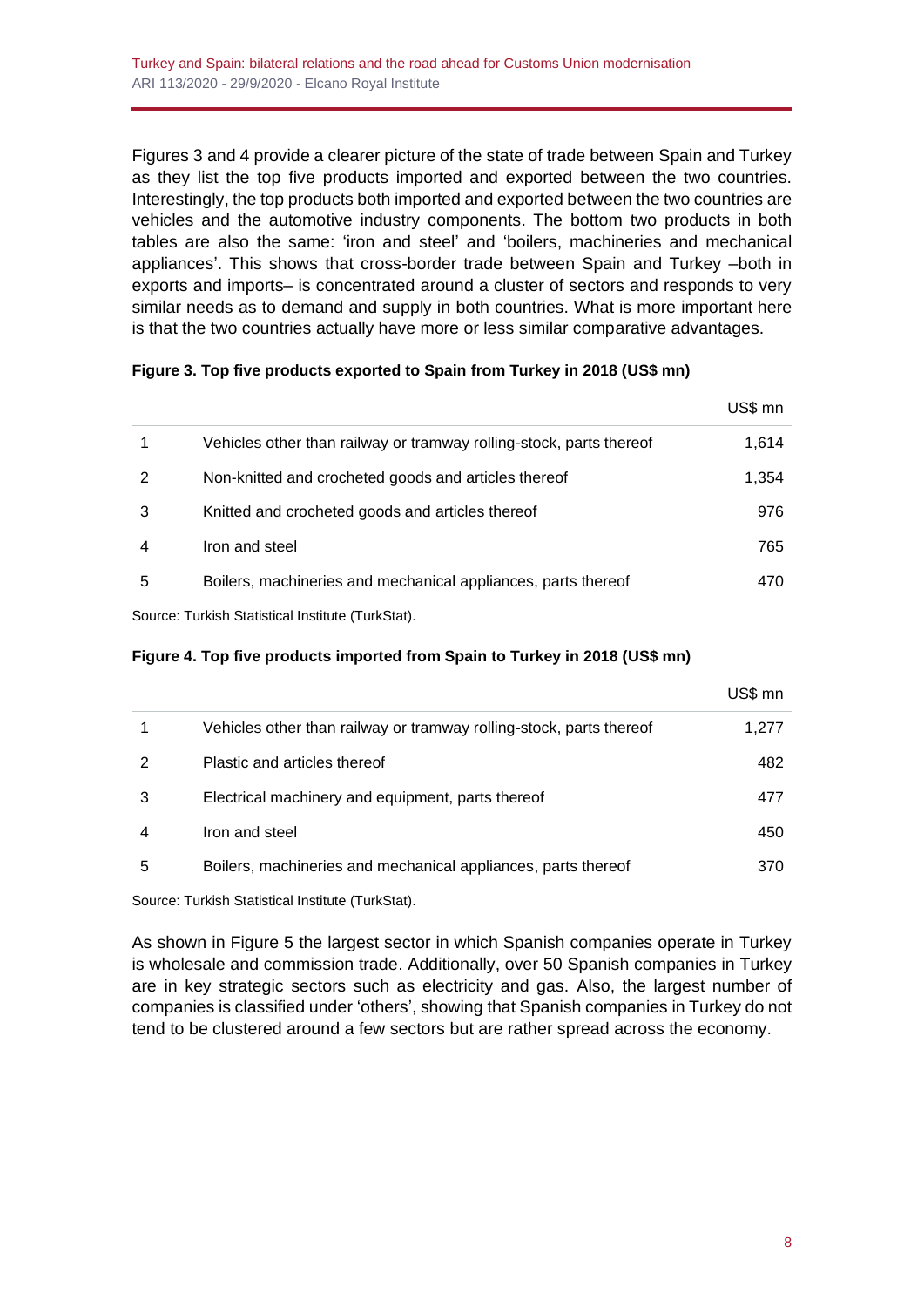Figures 3 and 4 provide a clearer picture of the state of trade between Spain and Turkey as they list the top five products imported and exported between the two countries. Interestingly, the top products both imported and exported between the two countries are vehicles and the automotive industry components. The bottom two products in both tables are also the same: 'iron and steel' and 'boilers, machineries and mechanical appliances'. This shows that cross-border trade between Spain and Turkey –both in exports and imports– is concentrated around a cluster of sectors and responds to very similar needs as to demand and supply in both countries. What is more important here is that the two countries actually have more or less similar comparative advantages.

**Figure 3. Top five products exported to Spain from Turkey in 2018 (US$ mn)**

| | | US$ mn |
|---|---|---|
| 1 | Vehicles other than railway or tramway rolling-stock, parts thereof | 1,614 |
| 2 | Non-knitted and crocheted goods and articles thereof | 1,354 |
| 3 | Knitted and crocheted goods and articles thereof | 976 |
| 4 | Iron and steel | 765 |
| 5 | Boilers, machineries and mechanical appliances, parts thereof | 470 |

Source: Turkish Statistical Institute (TurkStat).

**Figure 4. Top five products imported from Spain to Turkey in 2018 (US$ mn)**

| | | US$ mn |
|---|---|---|
| 1 | Vehicles other than railway or tramway rolling-stock, parts thereof | 1,277 |
| 2 | Plastic and articles thereof | 482 |
| 3 | Electrical machinery and equipment, parts thereof | 477 |
| 4 | Iron and steel | 450 |
| 5 | Boilers, machineries and mechanical appliances, parts thereof | 370 |

Source: Turkish Statistical Institute (TurkStat).

As shown in Figure 5 the largest sector in which Spanish companies operate in Turkey is wholesale and commission trade. Additionally, over 50 Spanish companies in Turkey are in key strategic sectors such as electricity and gas. Also, the largest number of companies is classified under 'others', showing that Spanish companies in Turkey do not tend to be clustered around a few sectors but are rather spread across the economy.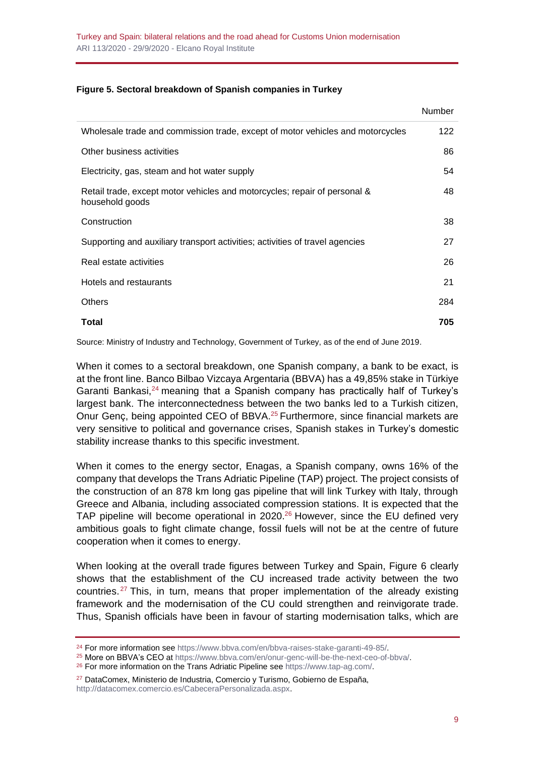**Figure 5. Sectoral breakdown of Spanish companies in Turkey**

| | Number |
|---|---|
| Wholesale trade and commission trade, except of motor vehicles and motorcycles | 122 |
| Other business activities | 86 |
| Electricity, gas, steam and hot water supply | 54 |
| Retail trade, except motor vehicles and motorcycles; repair of personal & household goods | 48 |
| Construction | 38 |
| Supporting and auxiliary transport activities; activities of travel agencies | 27 |
| Real estate activities | 26 |
| Hotels and restaurants | 21 |
| Others | 284 |
| **Total** | **705** |

Source: Ministry of Industry and Technology, Government of Turkey, as of the end of June 2019.

When it comes to a sectoral breakdown, one Spanish company, a bank to be exact, is at the front line. Banco Bilbao Vizcaya Argentaria (BBVA) has a 49,85% stake in Türkiye Garanti Bankasi,[24] meaning that a Spanish company has practically half of Turkey's largest bank. The interconnectedness between the two banks led to a Turkish citizen, Onur Genç, being appointed CEO of BBVA.[25] Furthermore, since financial markets are very sensitive to political and governance crises, Spanish stakes in Turkey's domestic stability increase thanks to this specific investment.

When it comes to the energy sector, Enagas, a Spanish company, owns 16% of the company that develops the Trans Adriatic Pipeline (TAP) project. The project consists of the construction of an 878 km long gas pipeline that will link Turkey with Italy, through Greece and Albania, including associated compression stations. It is expected that the TAP pipeline will become operational in 2020.[26] However, since the EU defined very ambitious goals to fight climate change, fossil fuels will not be at the centre of future cooperation when it comes to energy.

When looking at the overall trade figures between Turkey and Spain, Figure 6 clearly shows that the establishment of the CU increased trade activity between the two countries.[27] This, in turn, means that proper implementation of the already existing framework and the modernisation of the CU could strengthen and reinvigorate trade. Thus, Spanish officials have been in favour of starting modernisation talks, which are

[24] For more information see https://www.bbva.com/en/bbva-raises-stake-garanti-49-85/.

[25] More on BBVA's CEO at https://www.bbva.com/en/onur-genc-will-be-the-next-ceo-of-bbva/.

[26] For more information on the Trans Adriatic Pipeline see https://www.tap-ag.com/.

[27] DataComex, Ministerio de Industria, Comercio y Turismo, Gobierno de España, http://datacomex.comercio.es/CabeceraPersonalizada.aspx.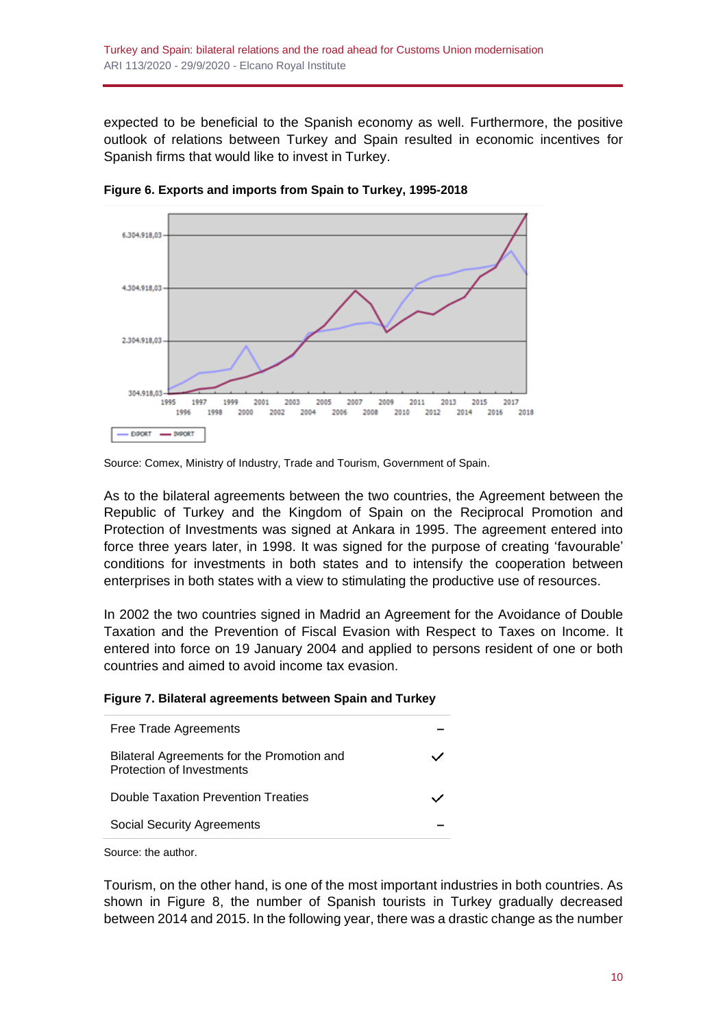expected to be beneficial to the Spanish economy as well. Furthermore, the positive outlook of relations between Turkey and Spain resulted in economic incentives for Spanish firms that would like to invest in Turkey.

**Figure 6. Exports and imports from Spain to Turkey, 1995-2018**

Source: Comex, Ministry of Industry, Trade and Tourism, Government of Spain.

As to the bilateral agreements between the two countries, the Agreement between the Republic of Turkey and the Kingdom of Spain on the Reciprocal Promotion and Protection of Investments was signed at Ankara in 1995. The agreement entered into force three years later, in 1998. It was signed for the purpose of creating 'favourable' conditions for investments in both states and to intensify the cooperation between enterprises in both states with a view to stimulating the productive use of resources.

In 2002 the two countries signed in Madrid an Agreement for the Avoidance of Double Taxation and the Prevention of Fiscal Evasion with Respect to Taxes on Income. It entered into force on 19 January 2004 and applied to persons resident of one or both countries and aimed to avoid income tax evasion.

**Figure 7. Bilateral agreements between Spain and Turkey**

| | |
|---|---|
| Free Trade Agreements | – |
| Bilateral Agreements for the Promotion and Protection of Investments | ✓ |
| Double Taxation Prevention Treaties | ✓ |
| Social Security Agreements | – |

Source: the author.

Tourism, on the other hand, is one of the most important industries in both countries. As shown in Figure 8, the number of Spanish tourists in Turkey gradually decreased between 2014 and 2015. In the following year, there was a drastic change as the number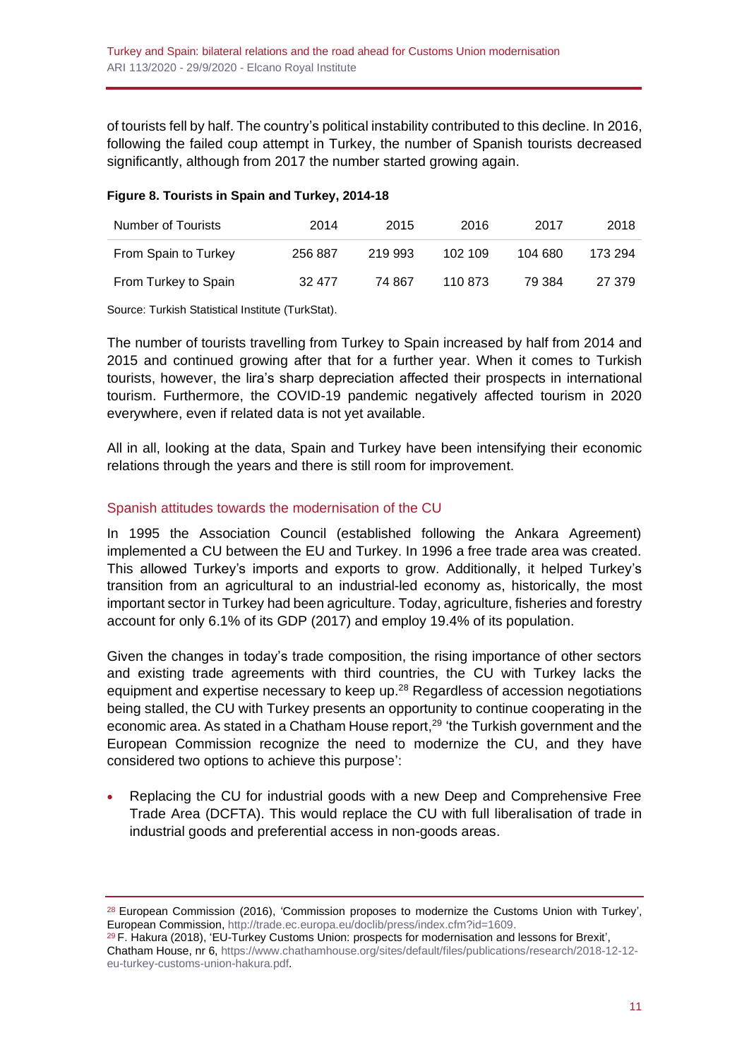of tourists fell by half. The country's political instability contributed to this decline. In 2016, following the failed coup attempt in Turkey, the number of Spanish tourists decreased significantly, although from 2017 the number started growing again.

**Figure 8. Tourists in Spain and Turkey, 2014-18**

| Number of Tourists | 2014 | 2015 | 2016 | 2017 | 2018 |
|---|---|---|---|---|---|
| From Spain to Turkey | 256 887 | 219 993 | 102 109 | 104 680 | 173 294 |
| From Turkey to Spain | 32 477 | 74 867 | 110 873 | 79 384 | 27 379 |

Source: Turkish Statistical Institute (TurkStat).

The number of tourists travelling from Turkey to Spain increased by half from 2014 and 2015 and continued growing after that for a further year. When it comes to Turkish tourists, however, the lira's sharp depreciation affected their prospects in international tourism. Furthermore, the COVID-19 pandemic negatively affected tourism in 2020 everywhere, even if related data is not yet available.

All in all, looking at the data, Spain and Turkey have been intensifying their economic relations through the years and there is still room for improvement.

## Spanish attitudes towards the modernisation of the CU

In 1995 the Association Council (established following the Ankara Agreement) implemented a CU between the EU and Turkey. In 1996 a free trade area was created. This allowed Turkey's imports and exports to grow. Additionally, it helped Turkey's transition from an agricultural to an industrial-led economy as, historically, the most important sector in Turkey had been agriculture. Today, agriculture, fisheries and forestry account for only 6.1% of its GDP (2017) and employ 19.4% of its population.

Given the changes in today's trade composition, the rising importance of other sectors and existing trade agreements with third countries, the CU with Turkey lacks the equipment and expertise necessary to keep up.[28] Regardless of accession negotiations being stalled, the CU with Turkey presents an opportunity to continue cooperating in the economic area. As stated in a Chatham House report,[29] 'the Turkish government and the European Commission recognize the need to modernize the CU, and they have considered two options to achieve this purpose':

- Replacing the CU for industrial goods with a new Deep and Comprehensive Free Trade Area (DCFTA). This would replace the CU with full liberalisation of trade in industrial goods and preferential access in non-goods areas.

---

[28] European Commission (2016), 'Commission proposes to modernize the Customs Union with Turkey', European Commission, http://trade.ec.europa.eu/doclib/press/index.cfm?id=1609.

[29] F. Hakura (2018), 'EU-Turkey Customs Union: prospects for modernisation and lessons for Brexit', Chatham House, nr 6, https://www.chathamhouse.org/sites/default/files/publications/research/2018-12-12-eu-turkey-customs-union-hakura.pdf.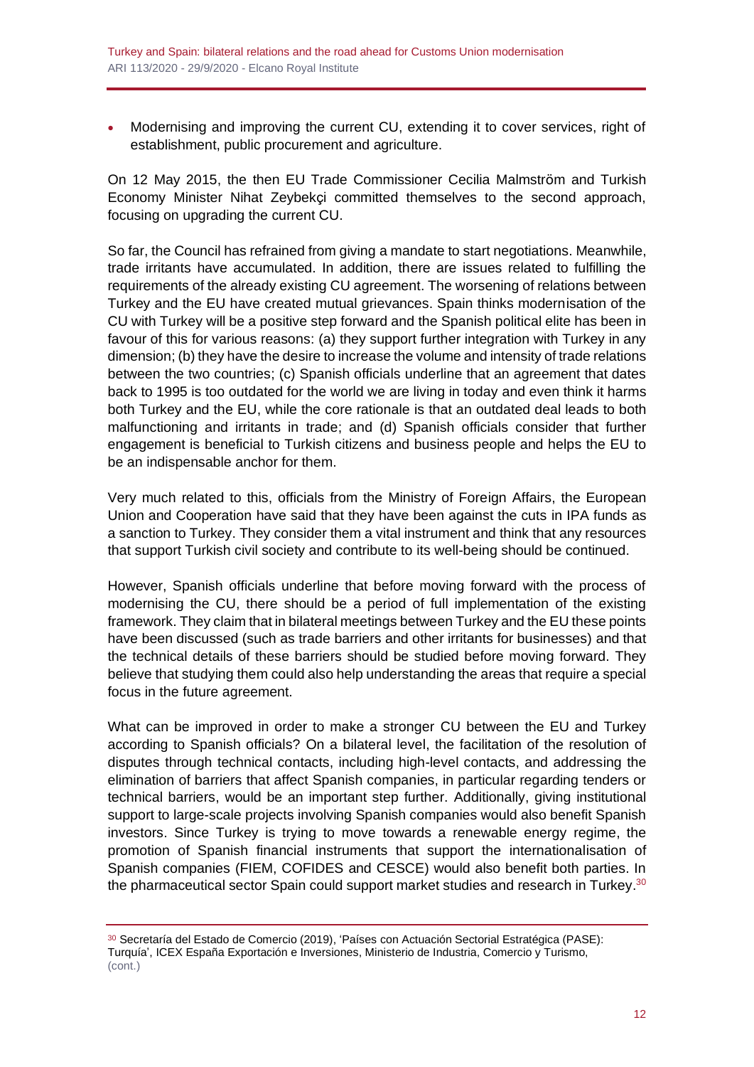- Modernising and improving the current CU, extending it to cover services, right of establishment, public procurement and agriculture.

On 12 May 2015, the then EU Trade Commissioner Cecilia Malmström and Turkish Economy Minister Nihat Zeybekçi committed themselves to the second approach, focusing on upgrading the current CU.

So far, the Council has refrained from giving a mandate to start negotiations. Meanwhile, trade irritants have accumulated. In addition, there are issues related to fulfilling the requirements of the already existing CU agreement. The worsening of relations between Turkey and the EU have created mutual grievances. Spain thinks modernisation of the CU with Turkey will be a positive step forward and the Spanish political elite has been in favour of this for various reasons: (a) they support further integration with Turkey in any dimension; (b) they have the desire to increase the volume and intensity of trade relations between the two countries; (c) Spanish officials underline that an agreement that dates back to 1995 is too outdated for the world we are living in today and even think it harms both Turkey and the EU, while the core rationale is that an outdated deal leads to both malfunctioning and irritants in trade; and (d) Spanish officials consider that further engagement is beneficial to Turkish citizens and business people and helps the EU to be an indispensable anchor for them.

Very much related to this, officials from the Ministry of Foreign Affairs, the European Union and Cooperation have said that they have been against the cuts in IPA funds as a sanction to Turkey. They consider them a vital instrument and think that any resources that support Turkish civil society and contribute to its well-being should be continued.

However, Spanish officials underline that before moving forward with the process of modernising the CU, there should be a period of full implementation of the existing framework. They claim that in bilateral meetings between Turkey and the EU these points have been discussed (such as trade barriers and other irritants for businesses) and that the technical details of these barriers should be studied before moving forward. They believe that studying them could also help understanding the areas that require a special focus in the future agreement.

What can be improved in order to make a stronger CU between the EU and Turkey according to Spanish officials? On a bilateral level, the facilitation of the resolution of disputes through technical contacts, including high-level contacts, and addressing the elimination of barriers that affect Spanish companies, in particular regarding tenders or technical barriers, would be an important step further. Additionally, giving institutional support to large-scale projects involving Spanish companies would also benefit Spanish investors. Since Turkey is trying to move towards a renewable energy regime, the promotion of Spanish financial instruments that support the internationalisation of Spanish companies (FIEM, COFIDES and CESCE) would also benefit both parties. In the pharmaceutical sector Spain could support market studies and research in Turkey.[30]

[30] Secretaría del Estado de Comercio (2019), 'Países con Actuación Sectorial Estratégica (PASE): Turquía', ICEX España Exportación e Inversiones, Ministerio de Industria, Comercio y Turismo, (cont.)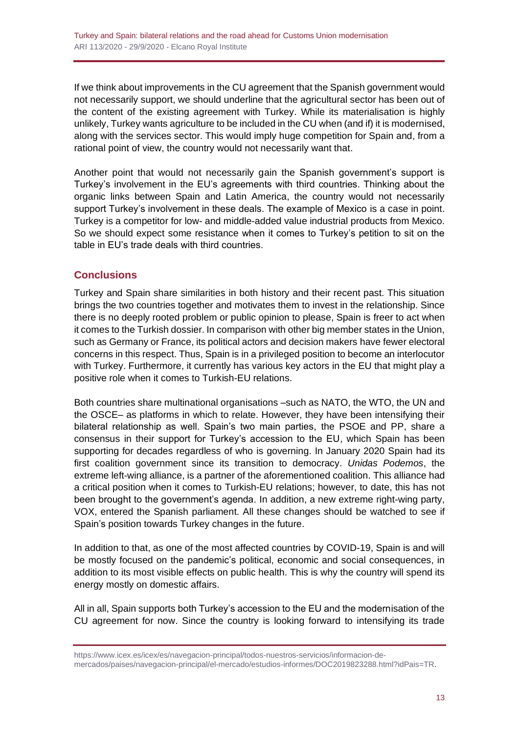If we think about improvements in the CU agreement that the Spanish government would not necessarily support, we should underline that the agricultural sector has been out of the content of the existing agreement with Turkey. While its materialisation is highly unlikely, Turkey wants agriculture to be included in the CU when (and if) it is modernised, along with the services sector. This would imply huge competition for Spain and, from a rational point of view, the country would not necessarily want that.

Another point that would not necessarily gain the Spanish government's support is Turkey's involvement in the EU's agreements with third countries. Thinking about the organic links between Spain and Latin America, the country would not necessarily support Turkey's involvement in these deals. The example of Mexico is a case in point. Turkey is a competitor for low- and middle-added value industrial products from Mexico. So we should expect some resistance when it comes to Turkey's petition to sit on the table in EU's trade deals with third countries.

## Conclusions

Turkey and Spain share similarities in both history and their recent past. This situation brings the two countries together and motivates them to invest in the relationship. Since there is no deeply rooted problem or public opinion to please, Spain is freer to act when it comes to the Turkish dossier. In comparison with other big member states in the Union, such as Germany or France, its political actors and decision makers have fewer electoral concerns in this respect. Thus, Spain is in a privileged position to become an interlocutor with Turkey. Furthermore, it currently has various key actors in the EU that might play a positive role when it comes to Turkish-EU relations.

Both countries share multinational organisations –such as NATO, the WTO, the UN and the OSCE– as platforms in which to relate. However, they have been intensifying their bilateral relationship as well. Spain's two main parties, the PSOE and PP, share a consensus in their support for Turkey's accession to the EU, which Spain has been supporting for decades regardless of who is governing. In January 2020 Spain had its first coalition government since its transition to democracy. *Unidas Podemos*, the extreme left-wing alliance, is a partner of the aforementioned coalition. This alliance had a critical position when it comes to Turkish-EU relations; however, to date, this has not been brought to the government's agenda. In addition, a new extreme right-wing party, VOX, entered the Spanish parliament. All these changes should be watched to see if Spain's position towards Turkey changes in the future.

In addition to that, as one of the most affected countries by COVID-19, Spain is and will be mostly focused on the pandemic's political, economic and social consequences, in addition to its most visible effects on public health. This is why the country will spend its energy mostly on domestic affairs.

All in all, Spain supports both Turkey's accession to the EU and the modernisation of the CU agreement for now. Since the country is looking forward to intensifying its trade

https://www.icex.es/icex/es/navegacion-principal/todos-nuestros-servicios/informacion-de-mercados/paises/navegacion-principal/el-mercado/estudios-informes/DOC2019823288.html?idPais=TR.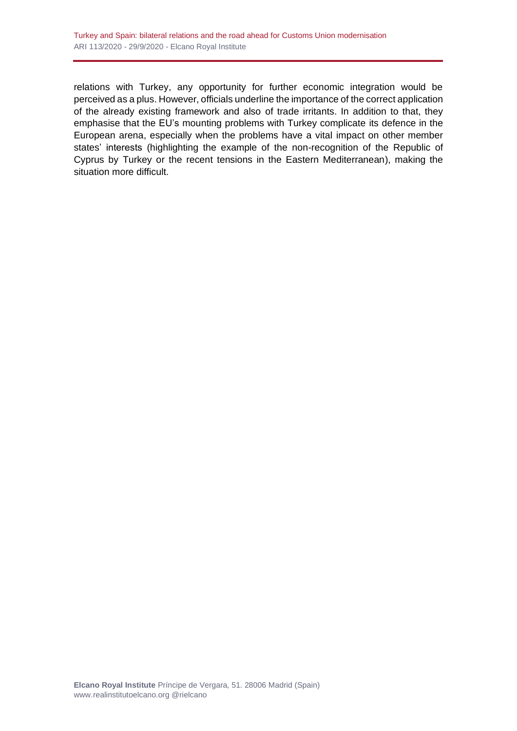relations with Turkey, any opportunity for further economic integration would be perceived as a plus. However, officials underline the importance of the correct application of the already existing framework and also of trade irritants. In addition to that, they emphasise that the EU's mounting problems with Turkey complicate its defence in the European arena, especially when the problems have a vital impact on other member states' interests (highlighting the example of the non-recognition of the Republic of Cyprus by Turkey or the recent tensions in the Eastern Mediterranean), making the situation more difficult.